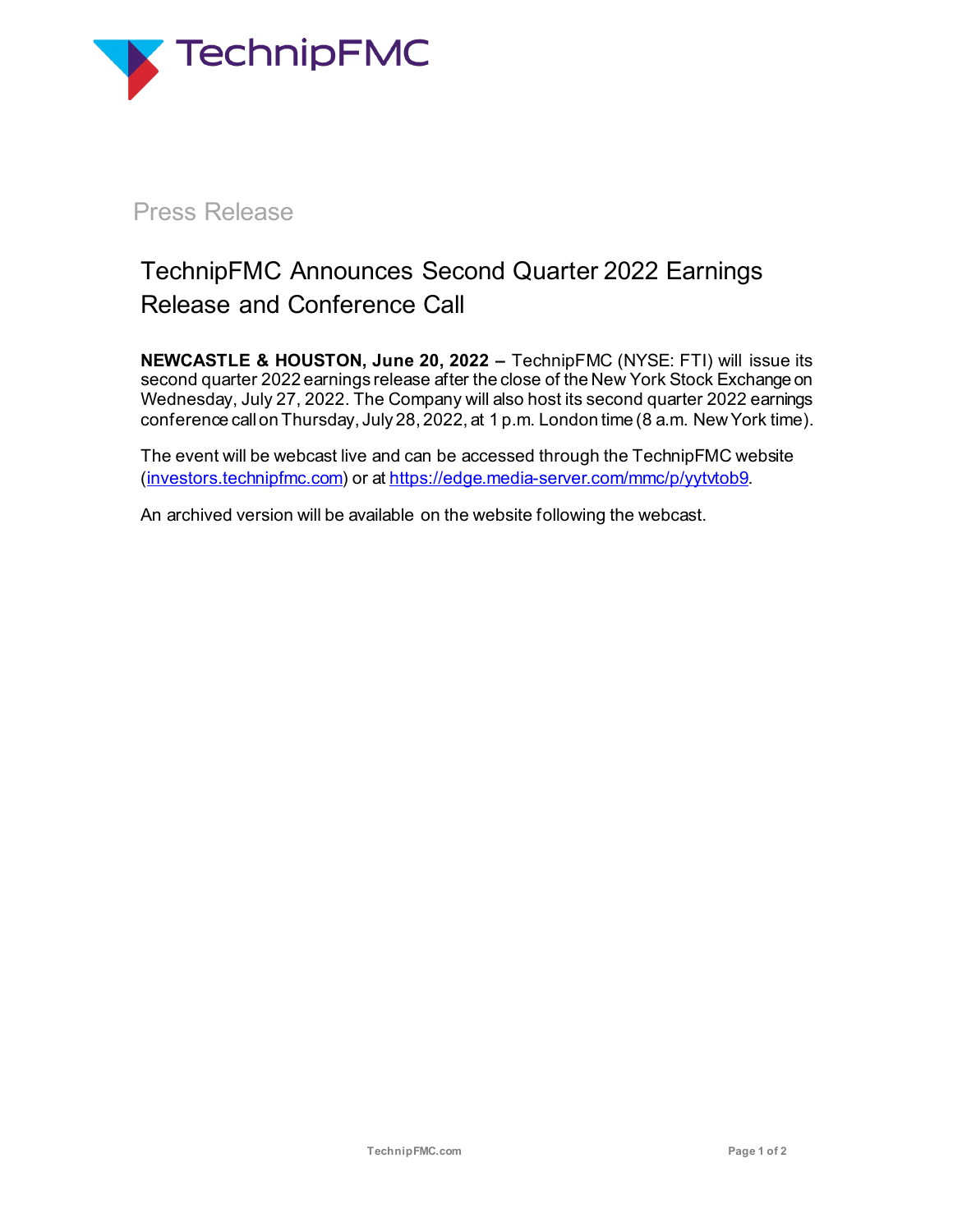Press Release

# TechnipFMC Announces Second Quarter 2022 Earnings Release and Conference Call

**NEWCASTLE & HOUSTON, June 20, 2022 –** TechnipFMC (NYSE: FTI) will issue its second quarter 2022 earnings release after the close of the New York Stock Exchange on Wednesday, July 27, 2022. The Company will also host its second quarter 2022 earnings conference call on Thursday, July 28, 2022, at 1 p.m. London time (8 a.m. New York time).

The event will be webcast live and can be accessed through the TechnipFMC website (investors.technipfmc.com) or at https://edge.media-server.com/mmc/p/yytvtob9.

An archived version will be available on the website following the webcast.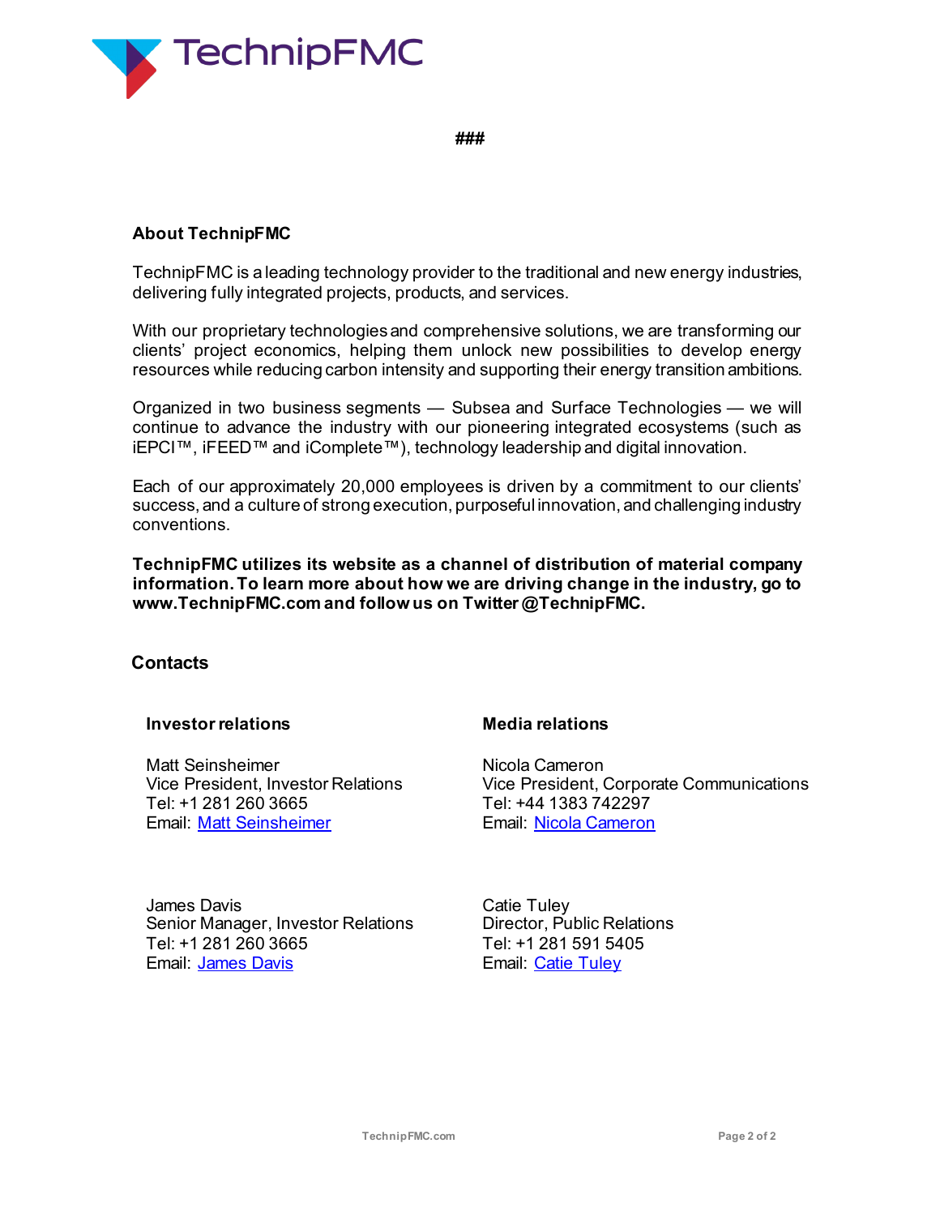###

## About TechnipFMC

TechnipFMC is a leading technology provider to the traditional and new energy industries, delivering fully integrated projects, products, and services.

With our proprietary technologies and comprehensive solutions, we are transforming our clients' project economics, helping them unlock new possibilities to develop energy resources while reducing carbon intensity and supporting their energy transition ambitions.

Organized in two business segments — Subsea and Surface Technologies — we will continue to advance the industry with our pioneering integrated ecosystems (such as iEPCI™, iFEED™ and iComplete™), technology leadership and digital innovation.

Each of our approximately 20,000 employees is driven by a commitment to our clients' success, and a culture of strong execution, purposeful innovation, and challenging industry conventions.

**TechnipFMC utilizes its website as a channel of distribution of material company information. To learn more about how we are driving change in the industry, go to www.TechnipFMC.com and follow us on Twitter @TechnipFMC.**

## Contacts

### Investor relations

Matt Seinsheimer
Vice President, Investor Relations
Tel: +1 281 260 3665
Email: Matt Seinsheimer

James Davis
Senior Manager, Investor Relations
Tel: +1 281 260 3665
Email: James Davis

### Media relations

Nicola Cameron
Vice President, Corporate Communications
Tel: +44 1383 742297
Email: Nicola Cameron

Catie Tuley
Director, Public Relations
Tel: +1 281 591 5405
Email: Catie Tuley